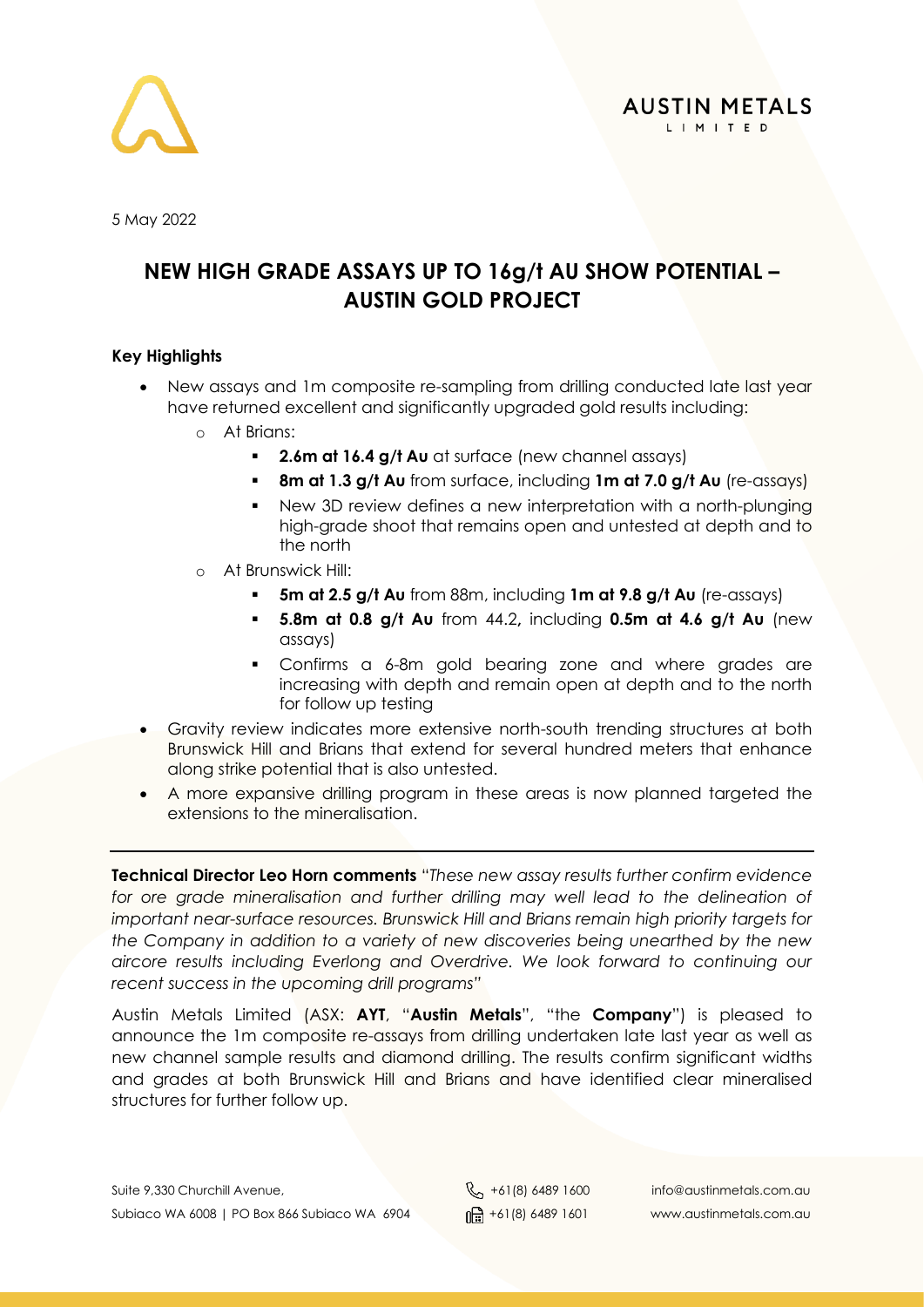5 May 2022

# NEW HIGH GRADE ASSAYS UP TO 16g/t AU SHOW POTENTIAL – AUSTIN GOLD PROJECT

## Key Highlights

- New assays and 1m composite re-sampling from drilling conducted late last year have returned excellent and significantly upgraded gold results including:
  - At Brians:
    - **2.6m at 16.4 g/t Au** at surface (new channel assays)
    - **8m at 1.3 g/t Au** from surface, including **1m at 7.0 g/t Au** (re-assays)
    - New 3D review defines a new interpretation with a north-plunging high-grade shoot that remains open and untested at depth and to the north
  - At Brunswick Hill:
    - **5m at 2.5 g/t Au** from 88m, including **1m at 9.8 g/t Au** (re-assays)
    - **5.8m at 0.8 g/t Au** from 44.2**,** including **0.5m at 4.6 g/t Au** (new assays)
    - Confirms a 6-8m gold bearing zone and where grades are increasing with depth and remain open at depth and to the north for follow up testing
- Gravity review indicates more extensive north-south trending structures at both Brunswick Hill and Brians that extend for several hundred meters that enhance along strike potential that is also untested.
- A more expansive drilling program in these areas is now planned targeted the extensions to the mineralisation.

---

**Technical Director Leo Horn comments** "*These new assay results further confirm evidence for ore grade mineralisation and further drilling may well lead to the delineation of important near-surface resources. Brunswick Hill and Brians remain high priority targets for the Company in addition to a variety of new discoveries being unearthed by the new aircore results including Everlong and Overdrive. We look forward to continuing our recent success in the upcoming drill programs*"

Austin Metals Limited (ASX: **AYT**, "**Austin Metals**", "the **Company**") is pleased to announce the 1m composite re-assays from drilling undertaken late last year as well as new channel sample results and diamond drilling. The results confirm significant widths and grades at both Brunswick Hill and Brians and have identified clear mineralised structures for further follow up.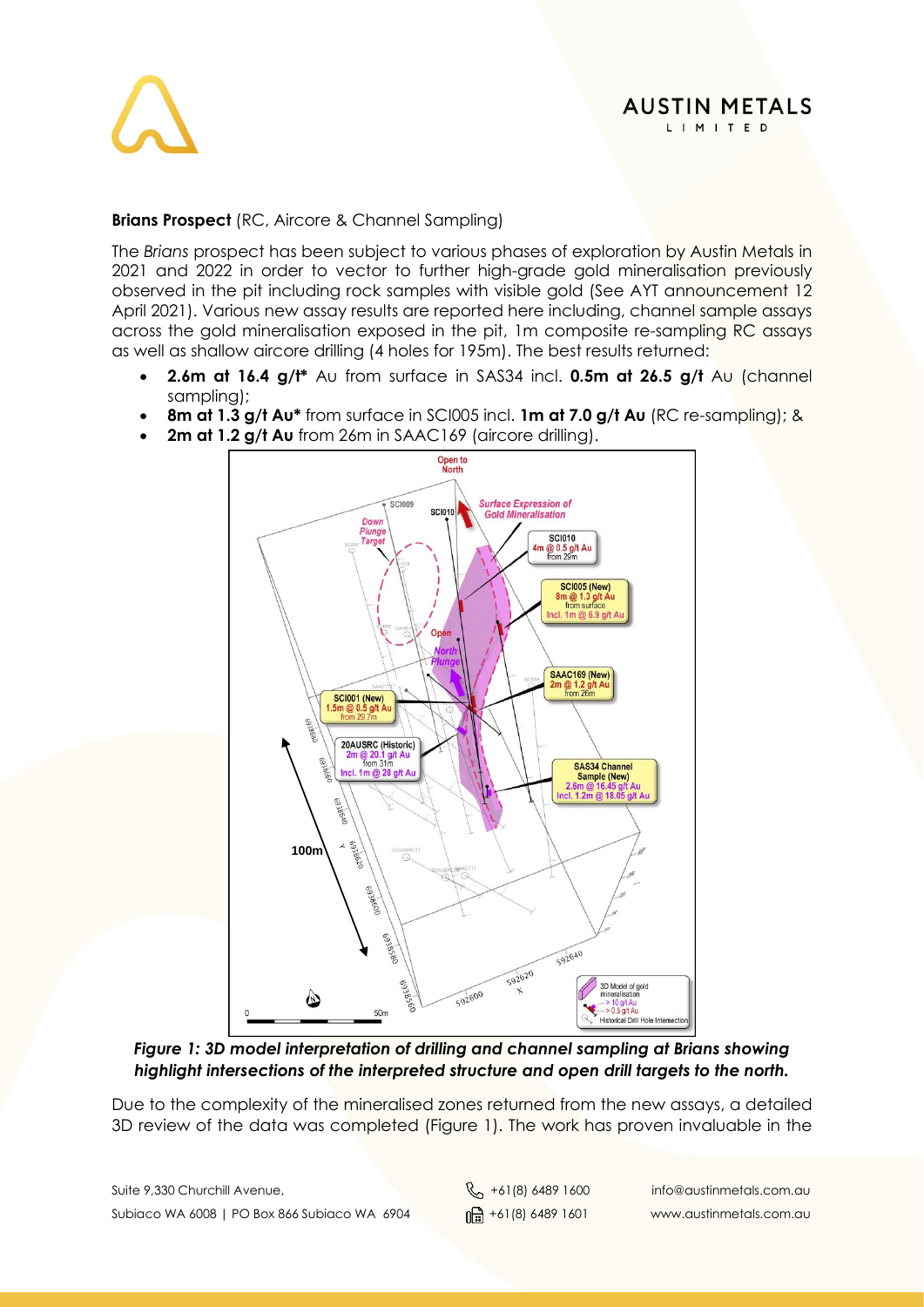**Brians Prospect** (RC, Aircore & Channel Sampling)

The *Brians* prospect has been subject to various phases of exploration by Austin Metals in 2021 and 2022 in order to vector to further high-grade gold mineralisation previously observed in the pit including rock samples with visible gold (See AYT announcement 12 April 2021). Various new assay results are reported here including, channel sample assays across the gold mineralisation exposed in the pit, 1m composite re-sampling RC assays as well as shallow aircore drilling (4 holes for 195m). The best results returned:

- **2.6m at 16.4 g/t*** Au from surface in SAS34 incl. **0.5m at 26.5 g/t** Au (channel sampling);
- **8m at 1.3 g/t Au*** from surface in SCI005 incl. **1m at 7.0 g/t Au** (RC re-sampling); &
- **2m at 1.2 g/t Au** from 26m in SAAC169 (aircore drilling).

***Figure 1: 3D model interpretation of drilling and channel sampling at Brians showing highlight intersections of the interpreted structure and open drill targets to the north.***

Due to the complexity of the mineralised zones returned from the new assays, a detailed 3D review of the data was completed (Figure 1). The work has proven invaluable in the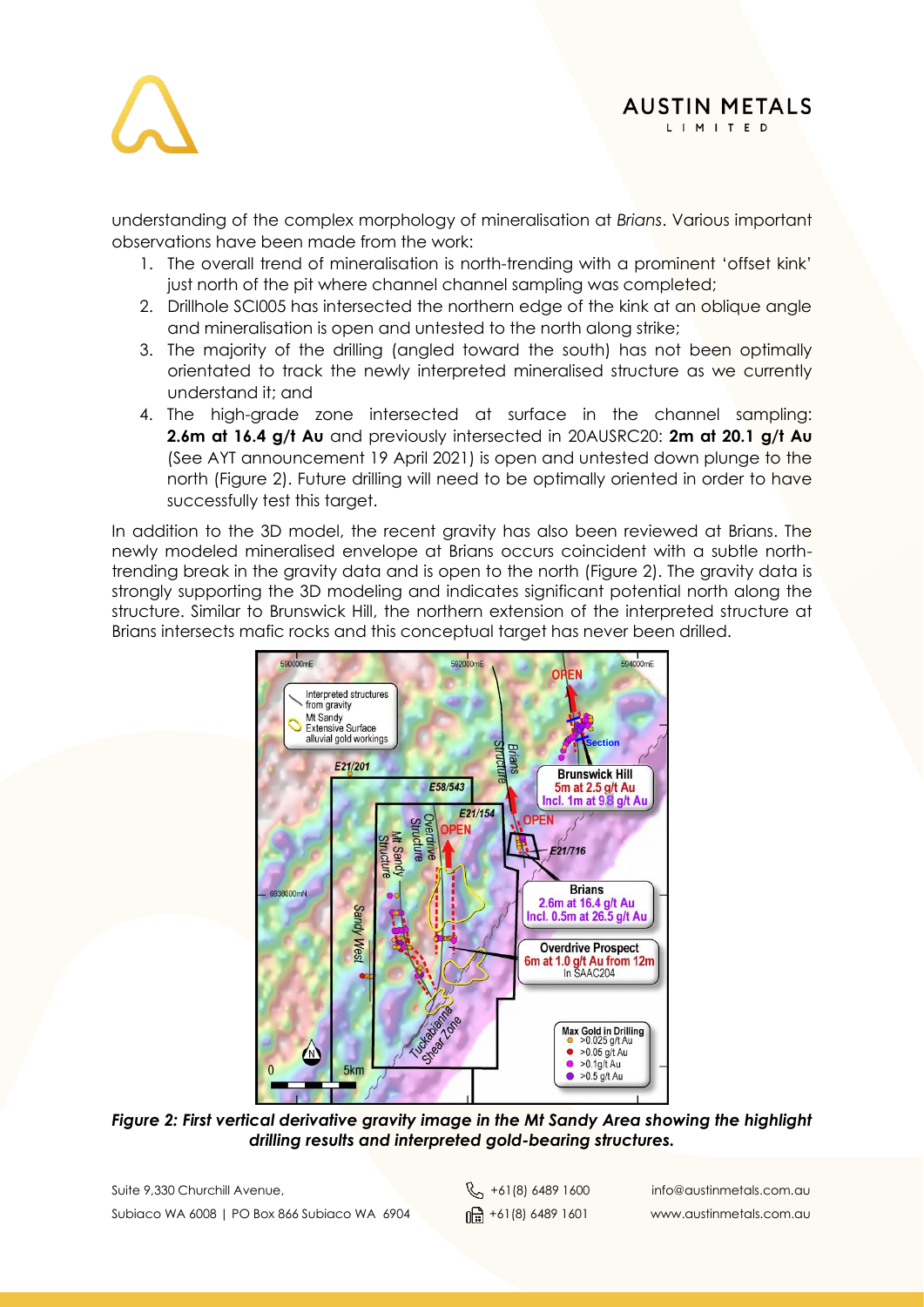understanding of the complex morphology of mineralisation at *Brians*. Various important observations have been made from the work:

1. The overall trend of mineralisation is north-trending with a prominent 'offset kink' just north of the pit where channel channel sampling was completed;
2. Drillhole SCI005 has intersected the northern edge of the kink at an oblique angle and mineralisation is open and untested to the north along strike;
3. The majority of the drilling (angled toward the south) has not been optimally orientated to track the newly interpreted mineralised structure as we currently understand it; and
4. The high-grade zone intersected at surface in the channel sampling: **2.6m at 16.4 g/t Au** and previously intersected in 20AUSRC20: **2m at 20.1 g/t Au** (See AYT announcement 19 April 2021) is open and untested down plunge to the north (Figure 2). Future drilling will need to be optimally oriented in order to have successfully test this target.

In addition to the 3D model, the recent gravity has also been reviewed at Brians. The newly modeled mineralised envelope at Brians occurs coincident with a subtle north-trending break in the gravity data and is open to the north (Figure 2). The gravity data is strongly supporting the 3D modeling and indicates significant potential north along the structure. Similar to Brunswick Hill, the northern extension of the interpreted structure at Brians intersects mafic rocks and this conceptual target has never been drilled.

***Figure 2: First vertical derivative gravity image in the Mt Sandy Area showing the highlight drilling results and interpreted gold-bearing structures.***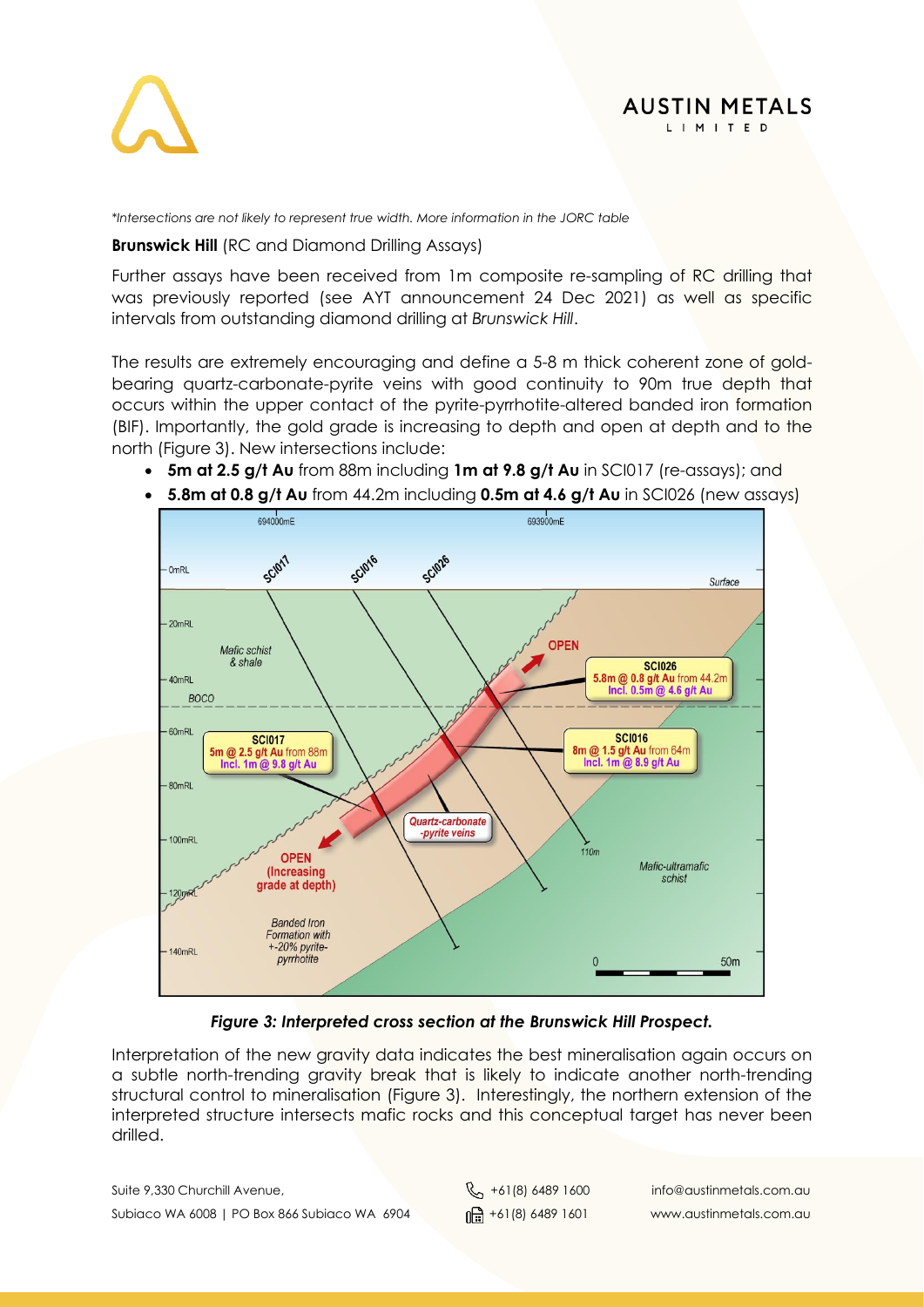*Intersections are not likely to represent true width. More information in the JORC table

**Brunswick Hill** (RC and Diamond Drilling Assays)

Further assays have been received from 1m composite re-sampling of RC drilling that was previously reported (see AYT announcement 24 Dec 2021) as well as specific intervals from outstanding diamond drilling at *Brunswick Hill*.

The results are extremely encouraging and define a 5-8 m thick coherent zone of gold-bearing quartz-carbonate-pyrite veins with good continuity to 90m true depth that occurs within the upper contact of the pyrite-pyrrhotite-altered banded iron formation (BIF). Importantly, the gold grade is increasing to depth and open at depth and to the north (Figure 3). New intersections include:

- **5m at 2.5 g/t Au** from 88m including **1m at 9.8 g/t Au** in SCI017 (re-assays); and
- **5.8m at 0.8 g/t Au** from 44.2m including **0.5m at 4.6 g/t Au** in SCI026 (new assays)

***Figure 3: Interpreted cross section at the Brunswick Hill Prospect.***

Interpretation of the new gravity data indicates the best mineralisation again occurs on a subtle north-trending gravity break that is likely to indicate another north-trending structural control to mineralisation (Figure 3). Interestingly, the northern extension of the interpreted structure intersects mafic rocks and this conceptual target has never been drilled.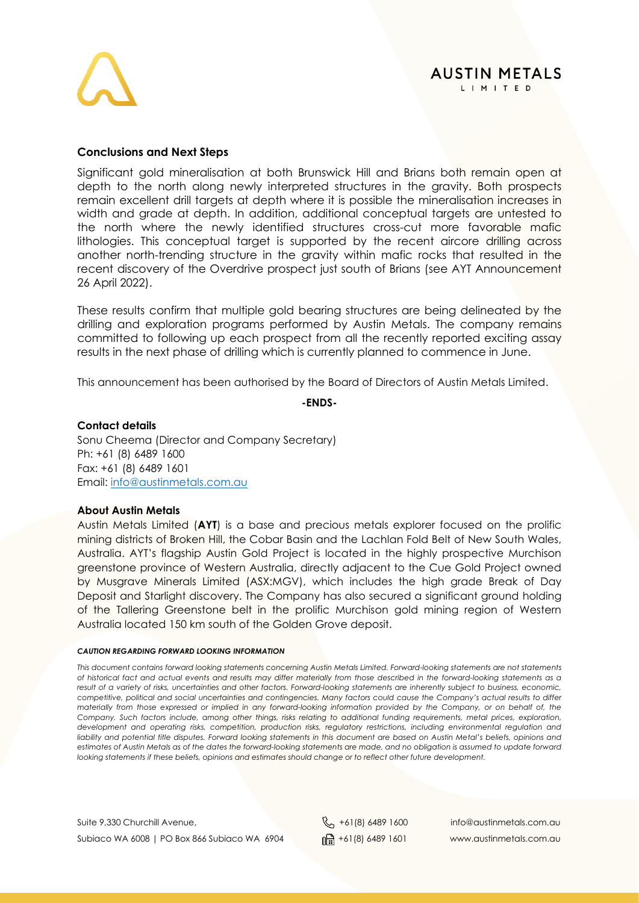## Conclusions and Next Steps

Significant gold mineralisation at both Brunswick Hill and Brians both remain open at depth to the north along newly interpreted structures in the gravity. Both prospects remain excellent drill targets at depth where it is possible the mineralisation increases in width and grade at depth. In addition, additional conceptual targets are untested to the north where the newly identified structures cross-cut more favorable mafic lithologies. This conceptual target is supported by the recent aircore drilling across another north-trending structure in the gravity within mafic rocks that resulted in the recent discovery of the Overdrive prospect just south of Brians (see AYT Announcement 26 April 2022).

These results confirm that multiple gold bearing structures are being delineated by the drilling and exploration programs performed by Austin Metals. The company remains committed to following up each prospect from all the recently reported exciting assay results in the next phase of drilling which is currently planned to commence in June.

This announcement has been authorised by the Board of Directors of Austin Metals Limited.

**-ENDS-**

**Contact details**
Sonu Cheema (Director and Company Secretary)
Ph: +61 (8) 6489 1600
Fax: +61 (8) 6489 1601
Email: info@austinmetals.com.au

**About Austin Metals**
Austin Metals Limited (**AYT**) is a base and precious metals explorer focused on the prolific mining districts of Broken Hill, the Cobar Basin and the Lachlan Fold Belt of New South Wales, Australia. AYT's flagship Austin Gold Project is located in the highly prospective Murchison greenstone province of Western Australia, directly adjacent to the Cue Gold Project owned by Musgrave Minerals Limited (ASX:MGV), which includes the high grade Break of Day Deposit and Starlight discovery. The Company has also secured a significant ground holding of the Tallering Greenstone belt in the prolific Murchison gold mining region of Western Australia located 150 km south of the Golden Grove deposit.

***CAUTION REGARDING FORWARD LOOKING INFORMATION***

*This document contains forward looking statements concerning Austin Metals Limited. Forward-looking statements are not statements of historical fact and actual events and results may differ materially from those described in the forward-looking statements as a result of a variety of risks, uncertainties and other factors. Forward-looking statements are inherently subject to business, economic, competitive, political and social uncertainties and contingencies. Many factors could cause the Company's actual results to differ materially from those expressed or implied in any forward-looking information provided by the Company, or on behalf of, the Company. Such factors include, among other things, risks relating to additional funding requirements, metal prices, exploration, development and operating risks, competition, production risks, regulatory restrictions, including environmental regulation and liability and potential title disputes. Forward looking statements in this document are based on Austin Metal's beliefs, opinions and estimates of Austin Metals as of the dates the forward-looking statements are made, and no obligation is assumed to update forward looking statements if these beliefs, opinions and estimates should change or to reflect other future development.*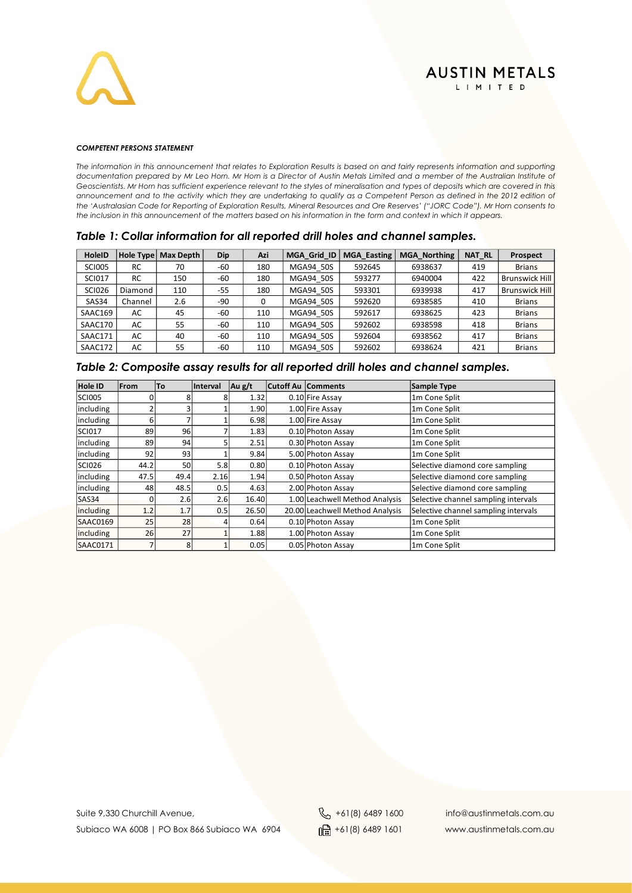***COMPETENT PERSONS STATEMENT***

*The information in this announcement that relates to Exploration Results is based on and fairly represents information and supporting documentation prepared by Mr Leo Horn. Mr Horn is a Director of Austin Metals Limited and a member of the Australian Institute of Geoscientists. Mr Horn has sufficient experience relevant to the styles of mineralisation and types of deposits which are covered in this announcement and to the activity which they are undertaking to qualify as a Competent Person as defined in the 2012 edition of the 'Australasian Code for Reporting of Exploration Results, Mineral Resources and Ore Reserves' ("JORC Code"). Mr Horn consents to the inclusion in this announcement of the matters based on his information in the form and context in which it appears.*

## *Table 1: Collar information for all reported drill holes and channel samples.*

| HoleID | Hole Type | Max Depth | Dip | Azi | MGA_Grid_ID | MGA_Easting | MGA_Northing | NAT_RL | Prospect |
|---|---|---|---|---|---|---|---|---|---|
| SCI005 | RC | 70 | -60 | 180 | MGA94_50S | 592645 | 6938637 | 419 | Brians |
| SCI017 | RC | 150 | -60 | 180 | MGA94_50S | 593277 | 6940004 | 422 | Brunswick Hill |
| SCI026 | Diamond | 110 | -55 | 180 | MGA94_50S | 593301 | 6939938 | 417 | Brunswick Hill |
| SAS34 | Channel | 2.6 | -90 | 0 | MGA94_50S | 592620 | 6938585 | 410 | Brians |
| SAAC169 | AC | 45 | -60 | 110 | MGA94_50S | 592617 | 6938625 | 423 | Brians |
| SAAC170 | AC | 55 | -60 | 110 | MGA94_50S | 592602 | 6938598 | 418 | Brians |
| SAAC171 | AC | 40 | -60 | 110 | MGA94_50S | 592604 | 6938562 | 417 | Brians |
| SAAC172 | AC | 55 | -60 | 110 | MGA94_50S | 592602 | 6938624 | 421 | Brians |

## *Table 2: Composite assay results for all reported drill holes and channel samples.*

| Hole ID | From | To | Interval | Au g/t | Cutoff Au | Comments | Sample Type |
|---|---|---|---|---|---|---|---|
| SCI005 | 0 | 8 | 8 | 1.32 | 0.10 | Fire Assay | 1m Cone Split |
| including | 2 | 3 | 1 | 1.90 | 1.00 | Fire Assay | 1m Cone Split |
| including | 6 | 7 | 1 | 6.98 | 1.00 | Fire Assay | 1m Cone Split |
| SCI017 | 89 | 96 | 7 | 1.83 | 0.10 | Photon Assay | 1m Cone Split |
| including | 89 | 94 | 5 | 2.51 | 0.30 | Photon Assay | 1m Cone Split |
| including | 92 | 93 | 1 | 9.84 | 5.00 | Photon Assay | 1m Cone Split |
| SCI026 | 44.2 | 50 | 5.8 | 0.80 | 0.10 | Photon Assay | Selective diamond core sampling |
| including | 47.5 | 49.4 | 2.16 | 1.94 | 0.50 | Photon Assay | Selective diamond core sampling |
| including | 48 | 48.5 | 0.5 | 4.63 | 2.00 | Photon Assay | Selective diamond core sampling |
| SAS34 | 0 | 2.6 | 2.6 | 16.40 | 1.00 | Leachwell Method Analysis | Selective channel sampling intervals |
| including | 1.2 | 1.7 | 0.5 | 26.50 | 20.00 | Leachwell Method Analysis | Selective channel sampling intervals |
| SAAC0169 | 25 | 28 | 4 | 0.64 | 0.10 | Photon Assay | 1m Cone Split |
| including | 26 | 27 | 1 | 1.88 | 1.00 | Photon Assay | 1m Cone Split |
| SAAC0171 | 7 | 8 | 1 | 0.05 | 0.05 | Photon Assay | 1m Cone Split |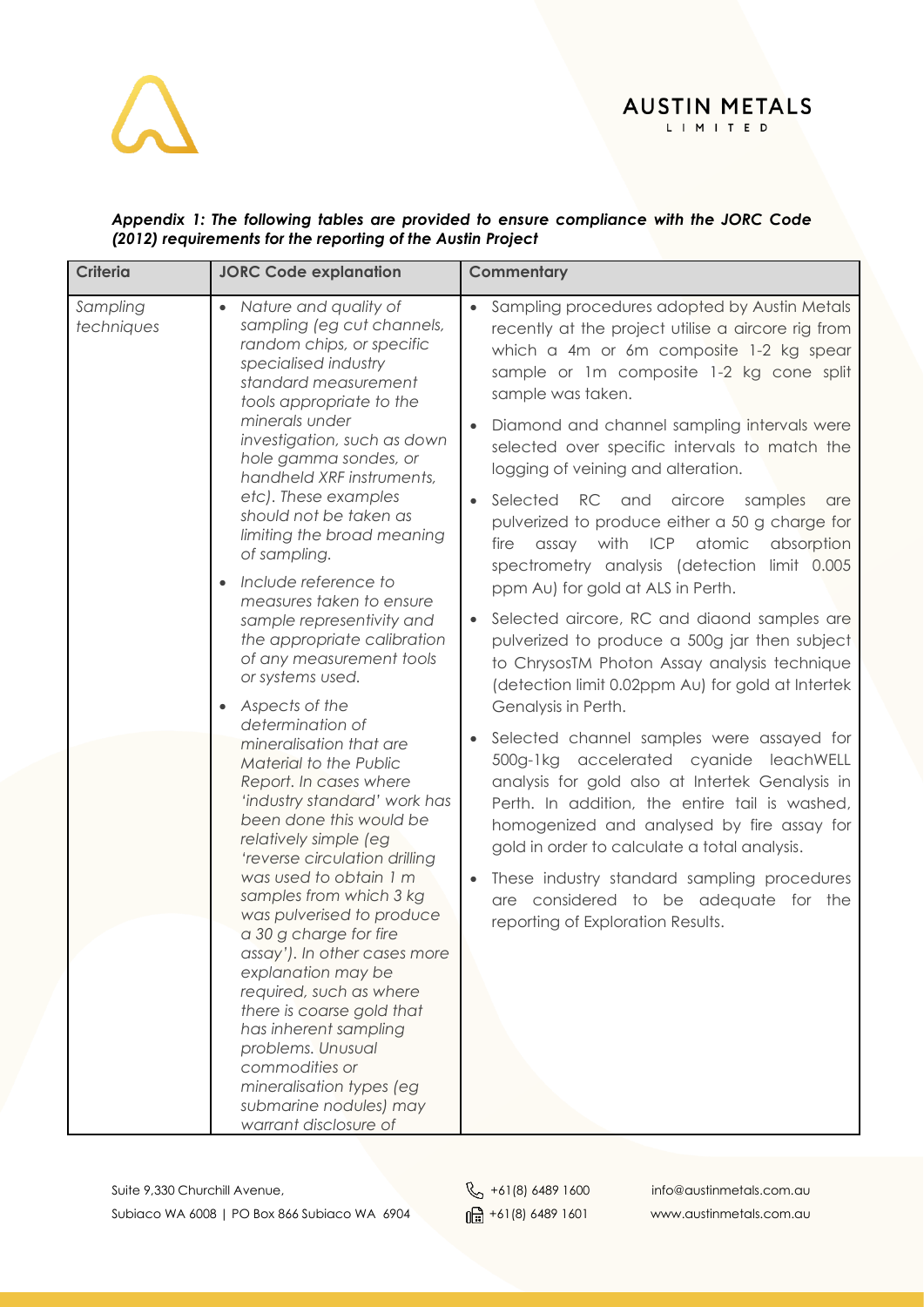***Appendix 1: The following tables are provided to ensure compliance with the JORC Code (2012) requirements for the reporting of the Austin Project***

| Criteria | JORC Code explanation | Commentary |
|---|---|---|
| *Sampling techniques* | • *Nature and quality of sampling (eg cut channels, random chips, or specific specialised industry standard measurement tools appropriate to the minerals under investigation, such as down hole gamma sondes, or handheld XRF instruments, etc). These examples should not be taken as limiting the broad meaning of sampling.*<br>• *Include reference to measures taken to ensure sample representivity and the appropriate calibration of any measurement tools or systems used.*<br>• *Aspects of the determination of mineralisation that are Material to the Public Report. In cases where 'industry standard' work has been done this would be relatively simple (eg 'reverse circulation drilling was used to obtain 1 m samples from which 3 kg was pulverised to produce a 30 g charge for fire assay'). In other cases more explanation may be required, such as where there is coarse gold that has inherent sampling problems. Unusual commodities or mineralisation types (eg submarine nodules) may warrant disclosure of* | • Sampling procedures adopted by Austin Metals recently at the project utilise a aircore rig from which a 4m or 6m composite 1-2 kg spear sample or 1m composite 1-2 kg cone split sample was taken.<br>• Diamond and channel sampling intervals were selected over specific intervals to match the logging of veining and alteration.<br>• Selected RC and aircore samples are pulverized to produce either a 50 g charge for fire assay with ICP atomic absorption spectrometry analysis (detection limit 0.005 ppm Au) for gold at ALS in Perth.<br>• Selected aircore, RC and diaond samples are pulverized to produce a 500g jar then subject to ChrysosTM Photon Assay analysis technique (detection limit 0.02ppm Au) for gold at Intertek Genalysis in Perth.<br>• Selected channel samples were assayed for 500g-1kg accelerated cyanide leachWELL analysis for gold also at Intertek Genalysis in Perth. In addition, the entire tail is washed, homogenized and analysed by fire assay for gold in order to calculate a total analysis.<br>• These industry standard sampling procedures are considered to be adequate for the reporting of Exploration Results. |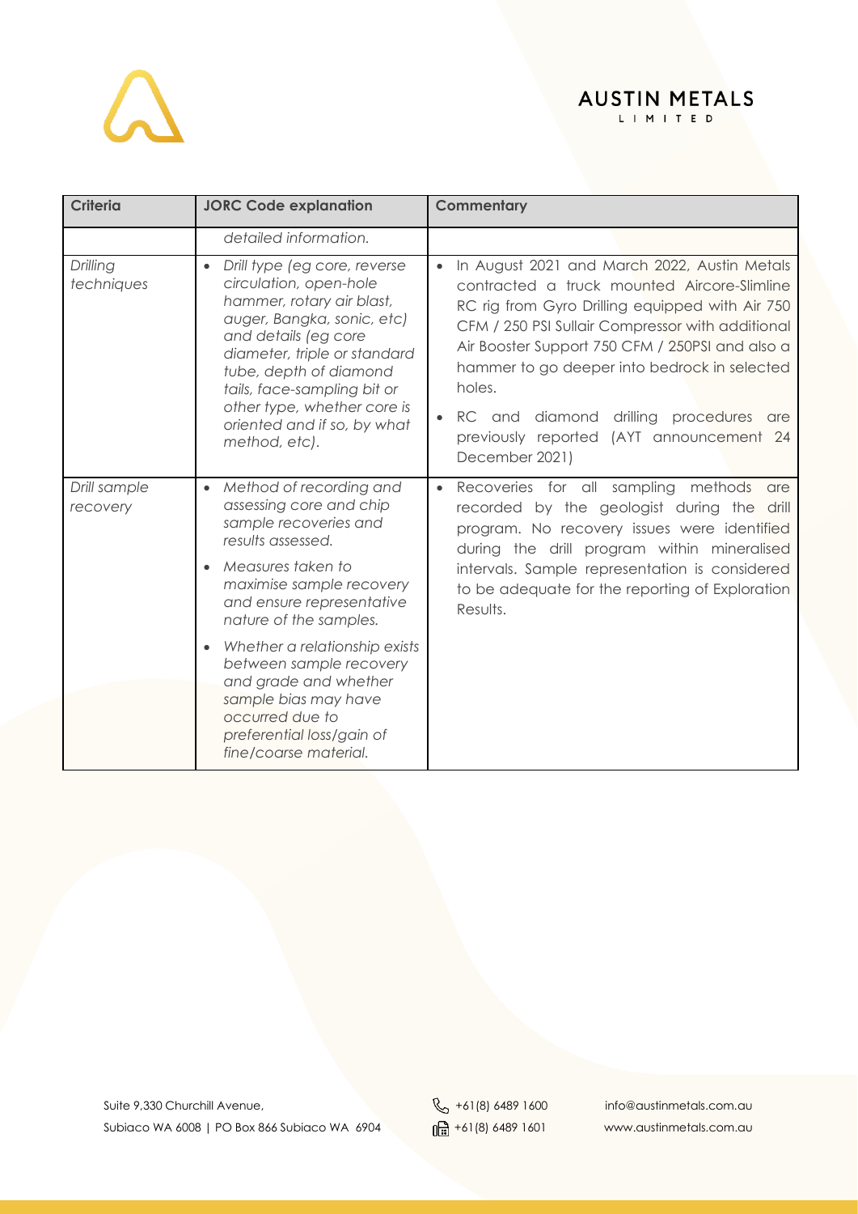| Criteria | JORC Code explanation | Commentary |
|---|---|---|
| | *detailed information.* | |
| *Drilling techniques* | • *Drill type (eg core, reverse circulation, open-hole hammer, rotary air blast, auger, Bangka, sonic, etc) and details (eg core diameter, triple or standard tube, depth of diamond tails, face-sampling bit or other type, whether core is oriented and if so, by what method, etc).* | • In August 2021 and March 2022, Austin Metals contracted a truck mounted Aircore-Slimline RC rig from Gyro Drilling equipped with Air 750 CFM / 250 PSI Sullair Compressor with additional Air Booster Support 750 CFM / 250PSI and also a hammer to go deeper into bedrock in selected holes.<br>• RC and diamond drilling procedures are previously reported (AYT announcement 24 December 2021) |
| *Drill sample recovery* | • *Method of recording and assessing core and chip sample recoveries and results assessed.*<br>• *Measures taken to maximise sample recovery and ensure representative nature of the samples.*<br>• *Whether a relationship exists between sample recovery and grade and whether sample bias may have occurred due to preferential loss/gain of fine/coarse material.* | • Recoveries for all sampling methods are recorded by the geologist during the drill program. No recovery issues were identified during the drill program within mineralised intervals. Sample representation is considered to be adequate for the reporting of Exploration Results. |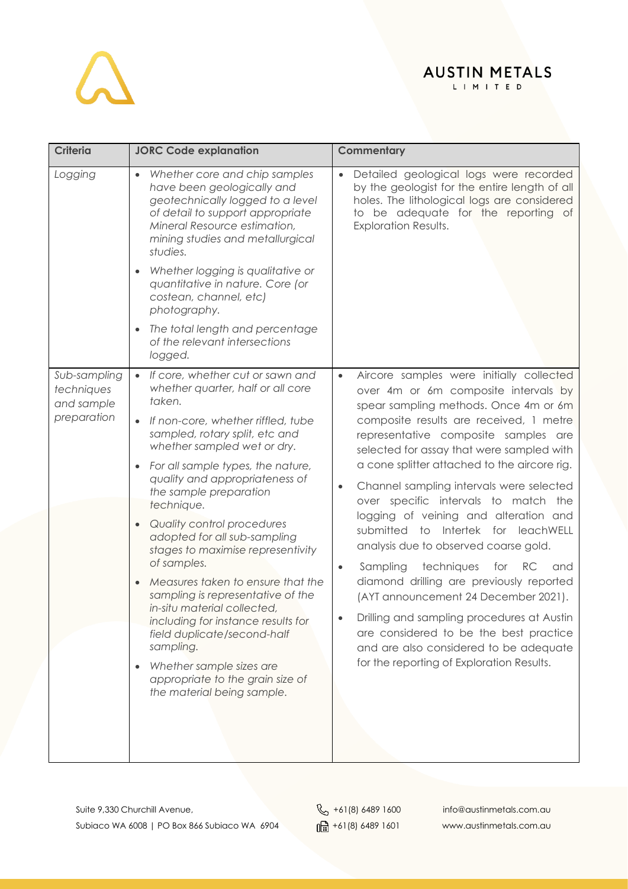| Criteria | JORC Code explanation | Commentary |
| --- | --- | --- |
| *Logging* | • *Whether core and chip samples have been geologically and geotechnically logged to a level of detail to support appropriate Mineral Resource estimation, mining studies and metallurgical studies.*<br>• *Whether logging is qualitative or quantitative in nature. Core (or costean, channel, etc) photography.*<br>• *The total length and percentage of the relevant intersections logged.* | • Detailed geological logs were recorded by the geologist for the entire length of all holes. The lithological logs are considered to be adequate for the reporting of Exploration Results. |
| *Sub-sampling techniques and sample preparation* | • *If core, whether cut or sawn and whether quarter, half or all core taken.*<br>• *If non-core, whether riffled, tube sampled, rotary split, etc and whether sampled wet or dry.*<br>• *For all sample types, the nature, quality and appropriateness of the sample preparation technique.*<br>• *Quality control procedures adopted for all sub-sampling stages to maximise representivity of samples.*<br>• *Measures taken to ensure that the sampling is representative of the in-situ material collected, including for instance results for field duplicate/second-half sampling.*<br>• *Whether sample sizes are appropriate to the grain size of the material being sample.* | • Aircore samples were initially collected over 4m or 6m composite intervals by spear sampling methods. Once 4m or 6m composite results are received, 1 metre representative composite samples are selected for assay that were sampled with a cone splitter attached to the aircore rig.<br>• Channel sampling intervals were selected over specific intervals to match the logging of veining and alteration and submitted to Intertek for leachWELL analysis due to observed coarse gold.<br>• Sampling techniques for RC and diamond drilling are previously reported (AYT announcement 24 December 2021).<br>• Drilling and sampling procedures at Austin are considered to be the best practice and are also considered to be adequate for the reporting of Exploration Results. |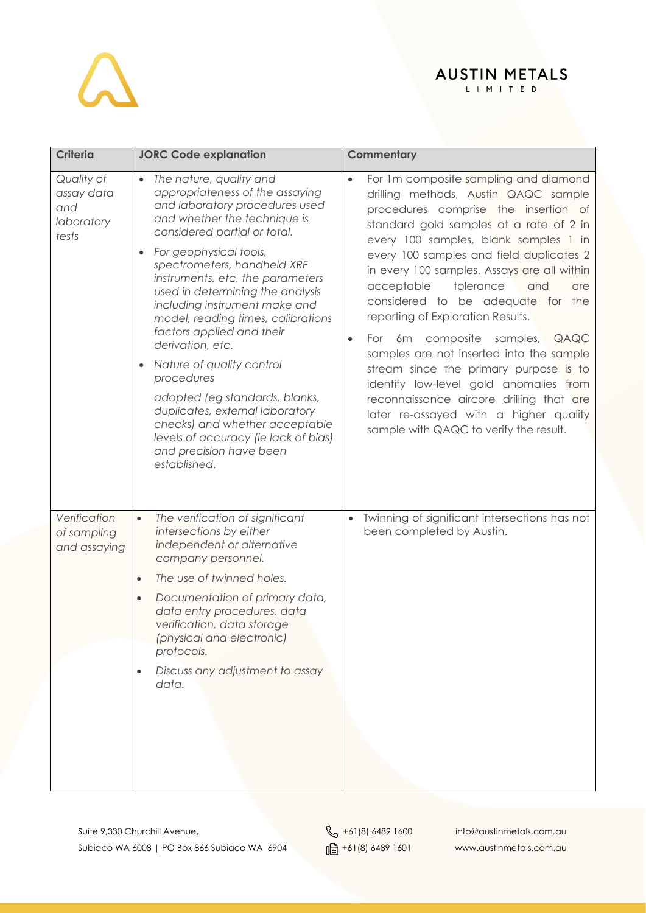| Criteria | JORC Code explanation | Commentary |
|---|---|---|
| *Quality of assay data and laboratory tests* | • *The nature, quality and appropriateness of the assaying and laboratory procedures used and whether the technique is considered partial or total.*<br>• *For geophysical tools, spectrometers, handheld XRF instruments, etc, the parameters used in determining the analysis including instrument make and model, reading times, calibrations factors applied and their derivation, etc.*<br>• *Nature of quality control procedures*<br>*adopted (eg standards, blanks, duplicates, external laboratory checks) and whether acceptable levels of accuracy (ie lack of bias) and precision have been established.* | • For 1m composite sampling and diamond drilling methods, Austin QAQC sample procedures comprise the insertion of standard gold samples at a rate of 2 in every 100 samples, blank samples 1 in every 100 samples and field duplicates 2 in every 100 samples. Assays are all within acceptable tolerance and are considered to be adequate for the reporting of Exploration Results.<br>• For 6m composite samples, QAQC samples are not inserted into the sample stream since the primary purpose is to identify low-level gold anomalies from reconnaissance aircore drilling that are later re-assayed with a higher quality sample with QAQC to verify the result. |
| *Verification of sampling and assaying* | • *The verification of significant intersections by either independent or alternative company personnel.*<br>• *The use of twinned holes.*<br>• *Documentation of primary data, data entry procedures, data verification, data storage (physical and electronic) protocols.*<br>• *Discuss any adjustment to assay data.* | • Twinning of significant intersections has not been completed by Austin. |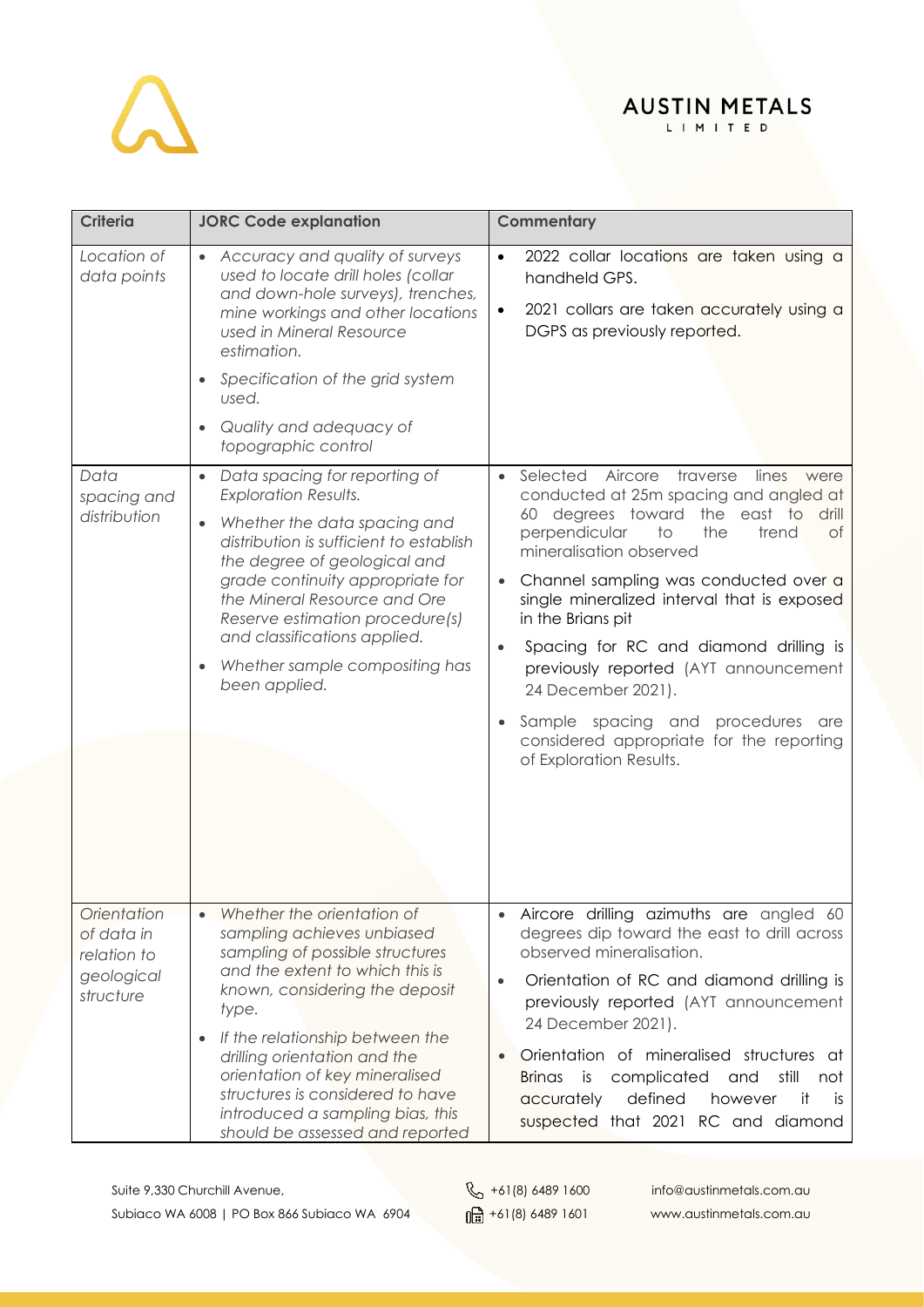| Criteria | JORC Code explanation | Commentary |
|---|---|---|
| *Location of data points* | • *Accuracy and quality of surveys used to locate drill holes (collar and down-hole surveys), trenches, mine workings and other locations used in Mineral Resource estimation.*<br>• *Specification of the grid system used.*<br>• *Quality and adequacy of topographic control* | • 2022 collar locations are taken using a handheld GPS.<br>• 2021 collars are taken accurately using a DGPS as previously reported. |
| *Data spacing and distribution* | • *Data spacing for reporting of Exploration Results.*<br>• *Whether the data spacing and distribution is sufficient to establish the degree of geological and grade continuity appropriate for the Mineral Resource and Ore Reserve estimation procedure(s) and classifications applied.*<br>• *Whether sample compositing has been applied.* | • Selected Aircore traverse lines were conducted at 25m spacing and angled at 60 degrees toward the east to drill perpendicular to the trend of mineralisation observed<br>• Channel sampling was conducted over a single mineralized interval that is exposed in the Brians pit<br>• Spacing for RC and diamond drilling is previously reported (AYT announcement 24 December 2021).<br>• Sample spacing and procedures are considered appropriate for the reporting of Exploration Results. |
| *Orientation of data in relation to geological structure* | • *Whether the orientation of sampling achieves unbiased sampling of possible structures and the extent to which this is known, considering the deposit type.*<br>• *If the relationship between the drilling orientation and the orientation of key mineralised structures is considered to have introduced a sampling bias, this should be assessed and reported* | • Aircore drilling azimuths are angled 60 degrees dip toward the east to drill across observed mineralisation.<br>• Orientation of RC and diamond drilling is previously reported (AYT announcement 24 December 2021).<br>• Orientation of mineralised structures at Brinas is complicated and still not accurately defined however it is suspected that 2021 RC and diamond |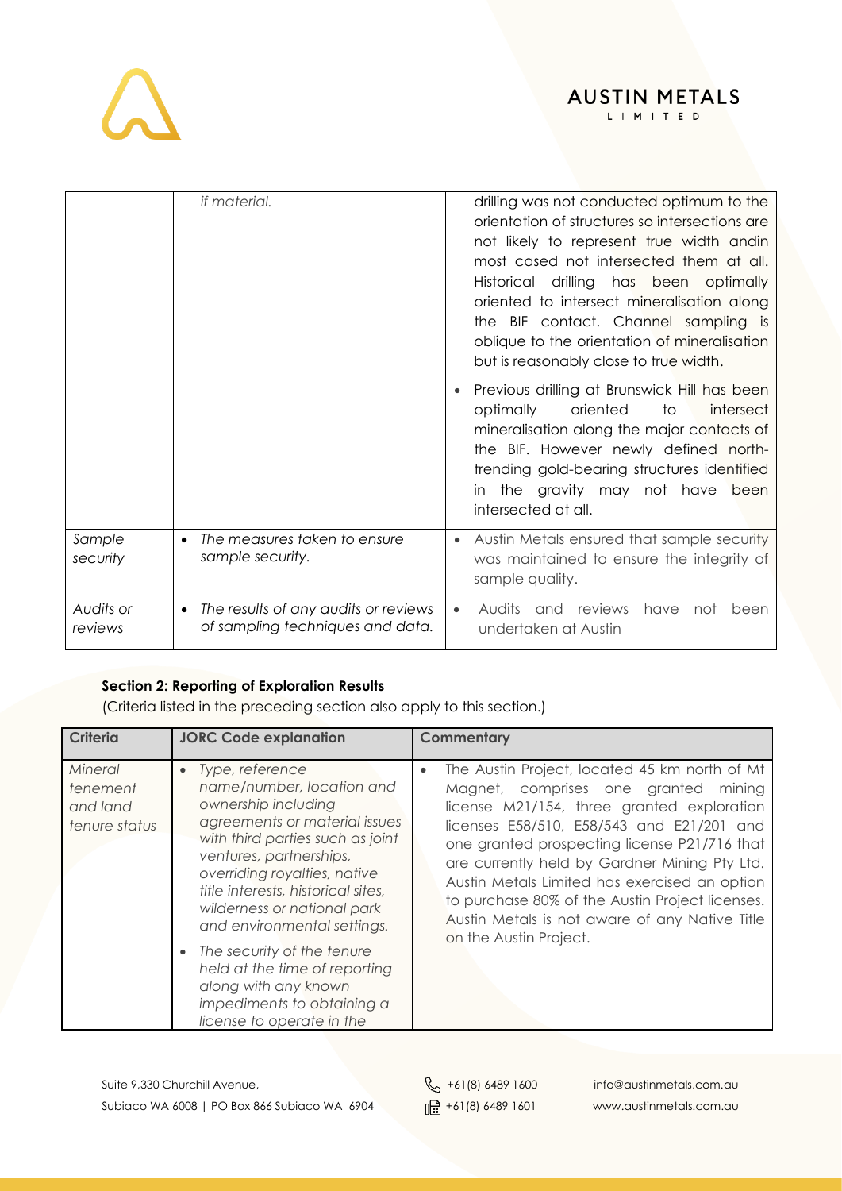| | | |
|---|---|---|
| | *if material.* | drilling was not conducted optimum to the orientation of structures so intersections are not likely to represent true width andin most cased not intersected them at all. Historical drilling has been optimally oriented to intersect mineralisation along the BIF contact. Channel sampling is oblique to the orientation of mineralisation but is reasonably close to true width.<br>• Previous drilling at Brunswick Hill has been optimally oriented to intersect mineralisation along the major contacts of the BIF. However newly defined north-trending gold-bearing structures identified in the gravity may not have been intersected at all. |
| *Sample security* | • *The measures taken to ensure sample security.* | • Austin Metals ensured that sample security was maintained to ensure the integrity of sample quality. |
| *Audits or reviews* | • *The results of any audits or reviews of sampling techniques and data.* | • Audits and reviews have not been undertaken at Austin |

**Section 2: Reporting of Exploration Results**

(Criteria listed in the preceding section also apply to this section.)

| Criteria | JORC Code explanation | Commentary |
|---|---|---|
| *Mineral tenement and land tenure status* | • *Type, reference name/number, location and ownership including agreements or material issues with third parties such as joint ventures, partnerships, overriding royalties, native title interests, historical sites, wilderness or national park and environmental settings.*<br>• *The security of the tenure held at the time of reporting along with any known impediments to obtaining a license to operate in the* | • The Austin Project, located 45 km north of Mt Magnet, comprises one granted mining license M21/154, three granted exploration licenses E58/510, E58/543 and E21/201 and one granted prospecting license P21/716 that are currently held by Gardner Mining Pty Ltd. Austin Metals Limited has exercised an option to purchase 80% of the Austin Project licenses. Austin Metals is not aware of any Native Title on the Austin Project. |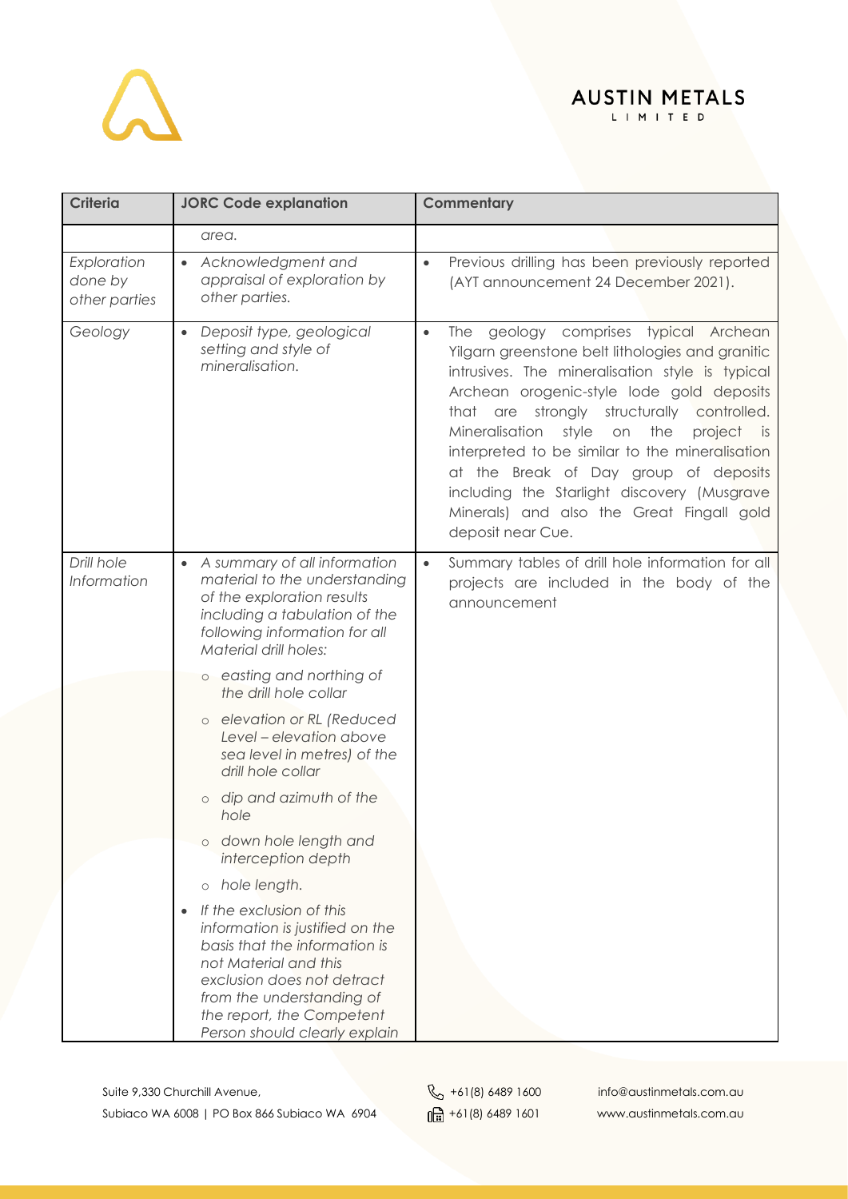| Criteria | JORC Code explanation | Commentary |
|---|---|---|
| | *area.* | |
| *Exploration done by other parties* | • *Acknowledgment and appraisal of exploration by other parties.* | • Previous drilling has been previously reported (AYT announcement 24 December 2021). |
| *Geology* | • *Deposit type, geological setting and style of mineralisation.* | • The geology comprises typical Archean Yilgarn greenstone belt lithologies and granitic intrusives. The mineralisation style is typical Archean orogenic-style lode gold deposits that are strongly structurally controlled. Mineralisation style on the project is interpreted to be similar to the mineralisation at the Break of Day group of deposits including the Starlight discovery (Musgrave Minerals) and also the Great Fingall gold deposit near Cue. |
| *Drill hole Information* | • *A summary of all information material to the understanding of the exploration results including a tabulation of the following information for all Material drill holes:*<br>○ *easting and northing of the drill hole collar*<br>○ *elevation or RL (Reduced Level – elevation above sea level in metres) of the drill hole collar*<br>○ *dip and azimuth of the hole*<br>○ *down hole length and interception depth*<br>○ *hole length.*<br>• *If the exclusion of this information is justified on the basis that the information is not Material and this exclusion does not detract from the understanding of the report, the Competent Person should clearly explain* | • Summary tables of drill hole information for all projects are included in the body of the announcement |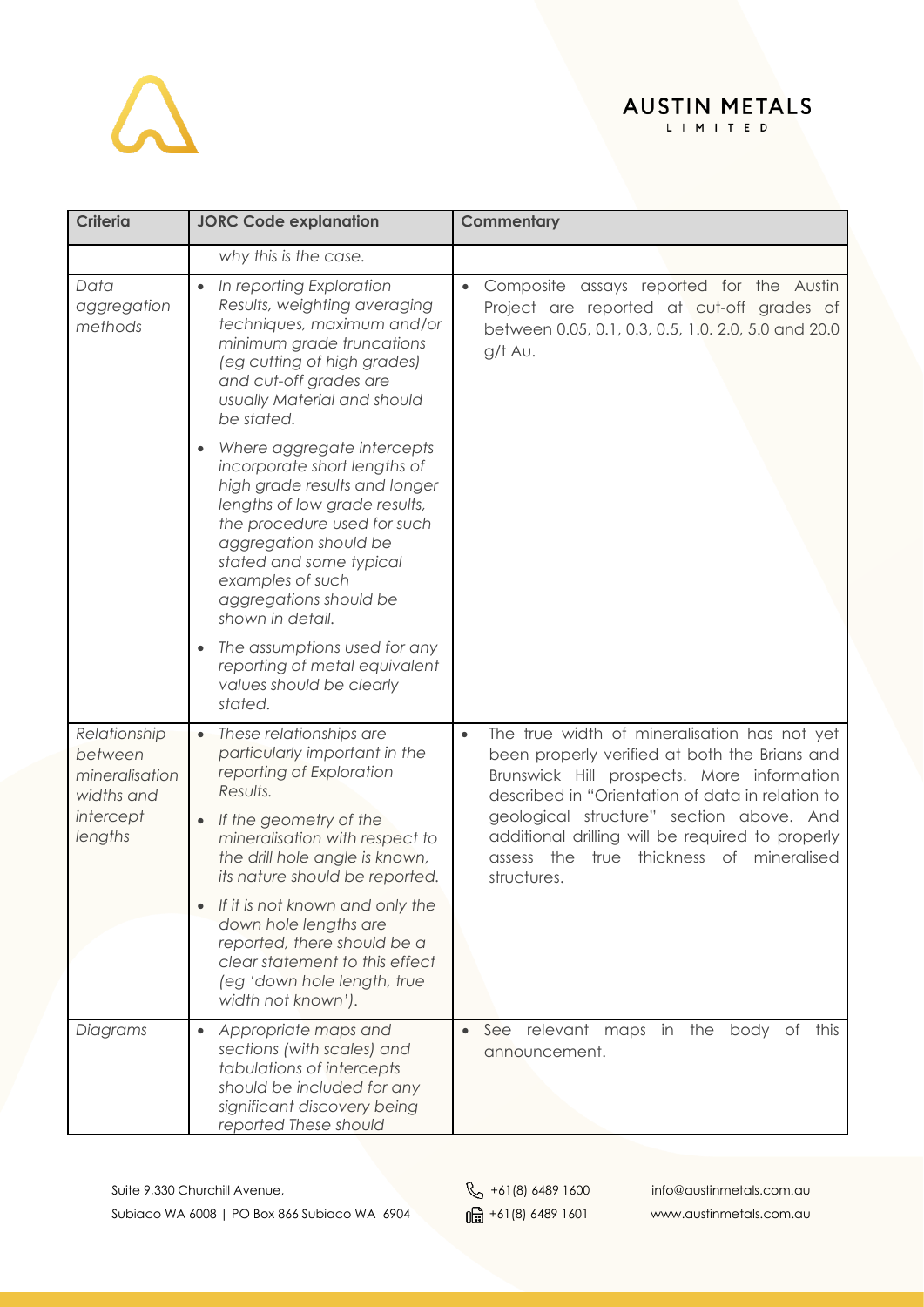| Criteria | JORC Code explanation | Commentary |
|---|---|---|
| | *why this is the case.* | |
| *Data aggregation methods* | • *In reporting Exploration Results, weighting averaging techniques, maximum and/or minimum grade truncations (eg cutting of high grades) and cut-off grades are usually Material and should be stated.*<br>• *Where aggregate intercepts incorporate short lengths of high grade results and longer lengths of low grade results, the procedure used for such aggregation should be stated and some typical examples of such aggregations should be shown in detail.*<br>• *The assumptions used for any reporting of metal equivalent values should be clearly stated.* | • Composite assays reported for the Austin Project are reported at cut-off grades of between 0.05, 0.1, 0.3, 0.5, 1.0. 2.0, 5.0 and 20.0 g/t Au. |
| *Relationship between mineralisation widths and intercept lengths* | • *These relationships are particularly important in the reporting of Exploration Results.*<br>• *If the geometry of the mineralisation with respect to the drill hole angle is known, its nature should be reported.*<br>• *If it is not known and only the down hole lengths are reported, there should be a clear statement to this effect (eg 'down hole length, true width not known').* | • The true width of mineralisation has not yet been properly verified at both the Brians and Brunswick Hill prospects. More information described in "Orientation of data in relation to geological structure" section above. And additional drilling will be required to properly assess the true thickness of mineralised structures. |
| *Diagrams* | • *Appropriate maps and sections (with scales) and tabulations of intercepts should be included for any significant discovery being reported These should* | • See relevant maps in the body of this announcement. |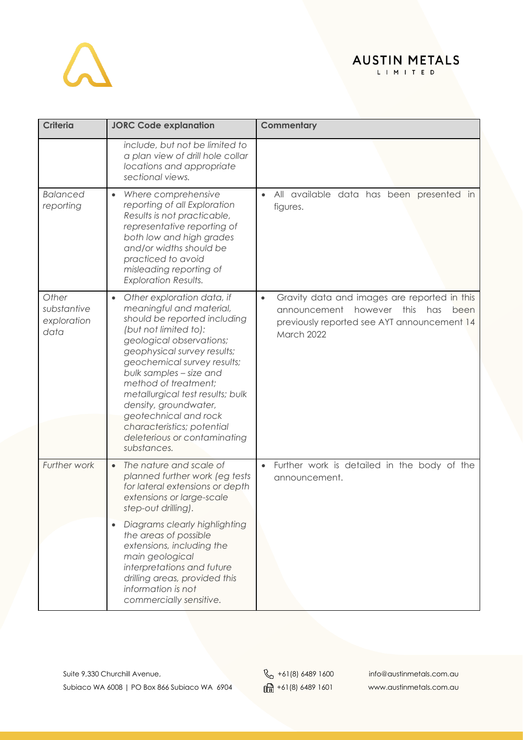| Criteria | JORC Code explanation | Commentary |
| --- | --- | --- |
| | *include, but not be limited to a plan view of drill hole collar locations and appropriate sectional views.* | |
| *Balanced reporting* | • *Where comprehensive reporting of all Exploration Results is not practicable, representative reporting of both low and high grades and/or widths should be practiced to avoid misleading reporting of Exploration Results.* | • All available data has been presented in figures. |
| *Other substantive exploration data* | • *Other exploration data, if meaningful and material, should be reported including (but not limited to): geological observations; geophysical survey results; geochemical survey results; bulk samples – size and method of treatment; metallurgical test results; bulk density, groundwater, geotechnical and rock characteristics; potential deleterious or contaminating substances.* | • Gravity data and images are reported in this announcement however this has been previously reported see AYT announcement 14 March 2022 |
| *Further work* | • *The nature and scale of planned further work (eg tests for lateral extensions or depth extensions or large-scale step-out drilling).* <br> • *Diagrams clearly highlighting the areas of possible extensions, including the main geological interpretations and future drilling areas, provided this information is not commercially sensitive.* | • Further work is detailed in the body of the announcement. |